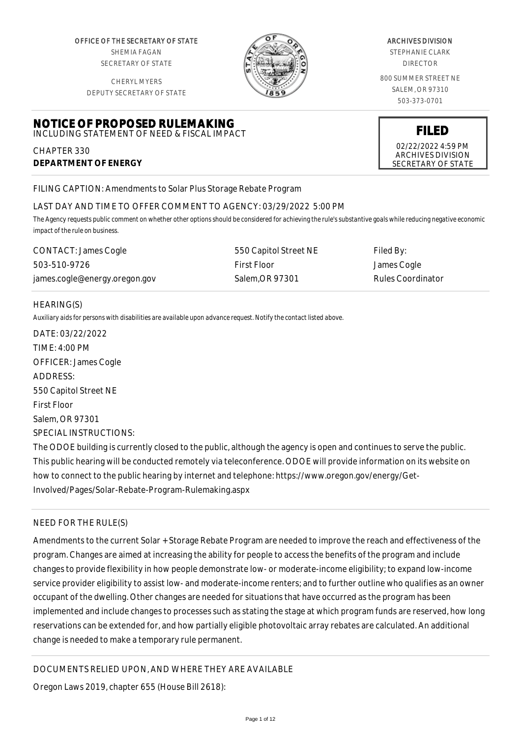OFFICE OF THE SECRETARY OF STATE
SHEMIA FAGAN
SECRETARY OF STATE

CHERYL MYERS
DEPUTY SECRETARY OF STATE

ARCHIVES DIVISION
STEPHANIE CLARK
DIRECTOR

800 SUMMER STREET NE
SALEM, OR 97310
503-373-0701

# NOTICE OF PROPOSED RULEMAKING

INCLUDING STATEMENT OF NEED & FISCAL IMPACT

**FILED**
02/22/2022 4:59 PM
ARCHIVES DIVISION
SECRETARY OF STATE

CHAPTER 330
**DEPARTMENT OF ENERGY**

FILING CAPTION: Amendments to Solar Plus Storage Rebate Program

LAST DAY AND TIME TO OFFER COMMENT TO AGENCY: 03/29/2022 5:00 PM

*The Agency requests public comment on whether other options should be considered for achieving the rule's substantive goals while reducing negative economic impact of the rule on business.*

| CONTACT: James Cogle | 550 Capitol Street NE | Filed By: |
|---|---|---|
| 503-510-9726 | First Floor | James Cogle |
| james.cogle@energy.oregon.gov | Salem,OR 97301 | Rules Coordinator |

HEARING(S)

*Auxiliary aids for persons with disabilities are available upon advance request. Notify the contact listed above.*

DATE: 03/22/2022
TIME: 4:00 PM
OFFICER: James Cogle
ADDRESS:
550 Capitol Street NE
First Floor
Salem, OR 97301
SPECIAL INSTRUCTIONS:
The ODOE building is currently closed to the public, although the agency is open and continues to serve the public. This public hearing will be conducted remotely via teleconference. ODOE will provide information on its website on how to connect to the public hearing by internet and telephone: https://www.oregon.gov/energy/Get-Involved/Pages/Solar-Rebate-Program-Rulemaking.aspx

NEED FOR THE RULE(S)

Amendments to the current Solar + Storage Rebate Program are needed to improve the reach and effectiveness of the program. Changes are aimed at increasing the ability for people to access the benefits of the program and include changes to provide flexibility in how people demonstrate low- or moderate-income eligibility; to expand low-income service provider eligibility to assist low- and moderate-income renters; and to further outline who qualifies as an owner occupant of the dwelling. Other changes are needed for situations that have occurred as the program has been implemented and include changes to processes such as stating the stage at which program funds are reserved, how long reservations can be extended for, and how partially eligible photovoltaic array rebates are calculated. An additional change is needed to make a temporary rule permanent.

DOCUMENTS RELIED UPON, AND WHERE THEY ARE AVAILABLE

Oregon Laws 2019, chapter 655 (House Bill 2618):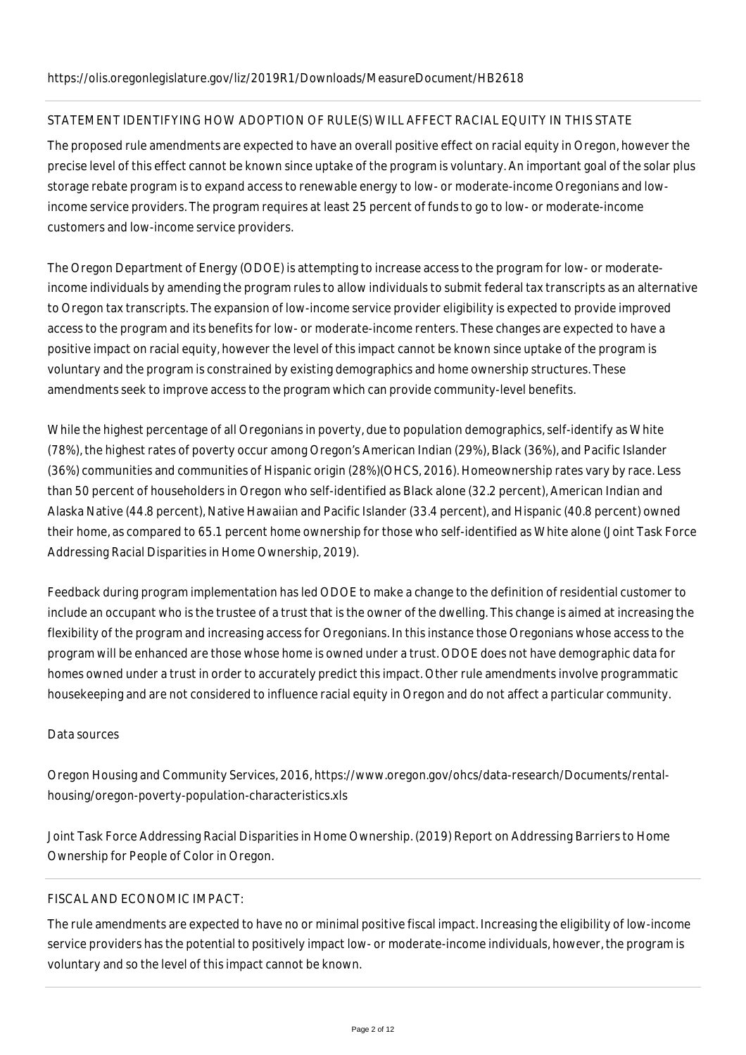https://olis.oregonlegislature.gov/liz/2019R1/Downloads/MeasureDocument/HB2618

## STATEMENT IDENTIFYING HOW ADOPTION OF RULE(S) WILL AFFECT RACIAL EQUITY IN THIS STATE

The proposed rule amendments are expected to have an overall positive effect on racial equity in Oregon, however the precise level of this effect cannot be known since uptake of the program is voluntary. An important goal of the solar plus storage rebate program is to expand access to renewable energy to low- or moderate-income Oregonians and low-income service providers. The program requires at least 25 percent of funds to go to low- or moderate-income customers and low-income service providers.

The Oregon Department of Energy (ODOE) is attempting to increase access to the program for low- or moderate-income individuals by amending the program rules to allow individuals to submit federal tax transcripts as an alternative to Oregon tax transcripts. The expansion of low-income service provider eligibility is expected to provide improved access to the program and its benefits for low- or moderate-income renters. These changes are expected to have a positive impact on racial equity, however the level of this impact cannot be known since uptake of the program is voluntary and the program is constrained by existing demographics and home ownership structures. These amendments seek to improve access to the program which can provide community-level benefits.

While the highest percentage of all Oregonians in poverty, due to population demographics, self-identify as White (78%), the highest rates of poverty occur among Oregon's American Indian (29%), Black (36%), and Pacific Islander (36%) communities and communities of Hispanic origin (28%)(OHCS, 2016). Homeownership rates vary by race. Less than 50 percent of householders in Oregon who self-identified as Black alone (32.2 percent), American Indian and Alaska Native (44.8 percent), Native Hawaiian and Pacific Islander (33.4 percent), and Hispanic (40.8 percent) owned their home, as compared to 65.1 percent home ownership for those who self-identified as White alone (Joint Task Force Addressing Racial Disparities in Home Ownership, 2019).

Feedback during program implementation has led ODOE to make a change to the definition of residential customer to include an occupant who is the trustee of a trust that is the owner of the dwelling. This change is aimed at increasing the flexibility of the program and increasing access for Oregonians. In this instance those Oregonians whose access to the program will be enhanced are those whose home is owned under a trust. ODOE does not have demographic data for homes owned under a trust in order to accurately predict this impact. Other rule amendments involve programmatic housekeeping and are not considered to influence racial equity in Oregon and do not affect a particular community.

Data sources

Oregon Housing and Community Services, 2016, https://www.oregon.gov/ohcs/data-research/Documents/rental-housing/oregon-poverty-population-characteristics.xls

Joint Task Force Addressing Racial Disparities in Home Ownership. (2019) Report on Addressing Barriers to Home Ownership for People of Color in Oregon.

## FISCAL AND ECONOMIC IMPACT:

The rule amendments are expected to have no or minimal positive fiscal impact. Increasing the eligibility of low-income service providers has the potential to positively impact low- or moderate-income individuals, however, the program is voluntary and so the level of this impact cannot be known.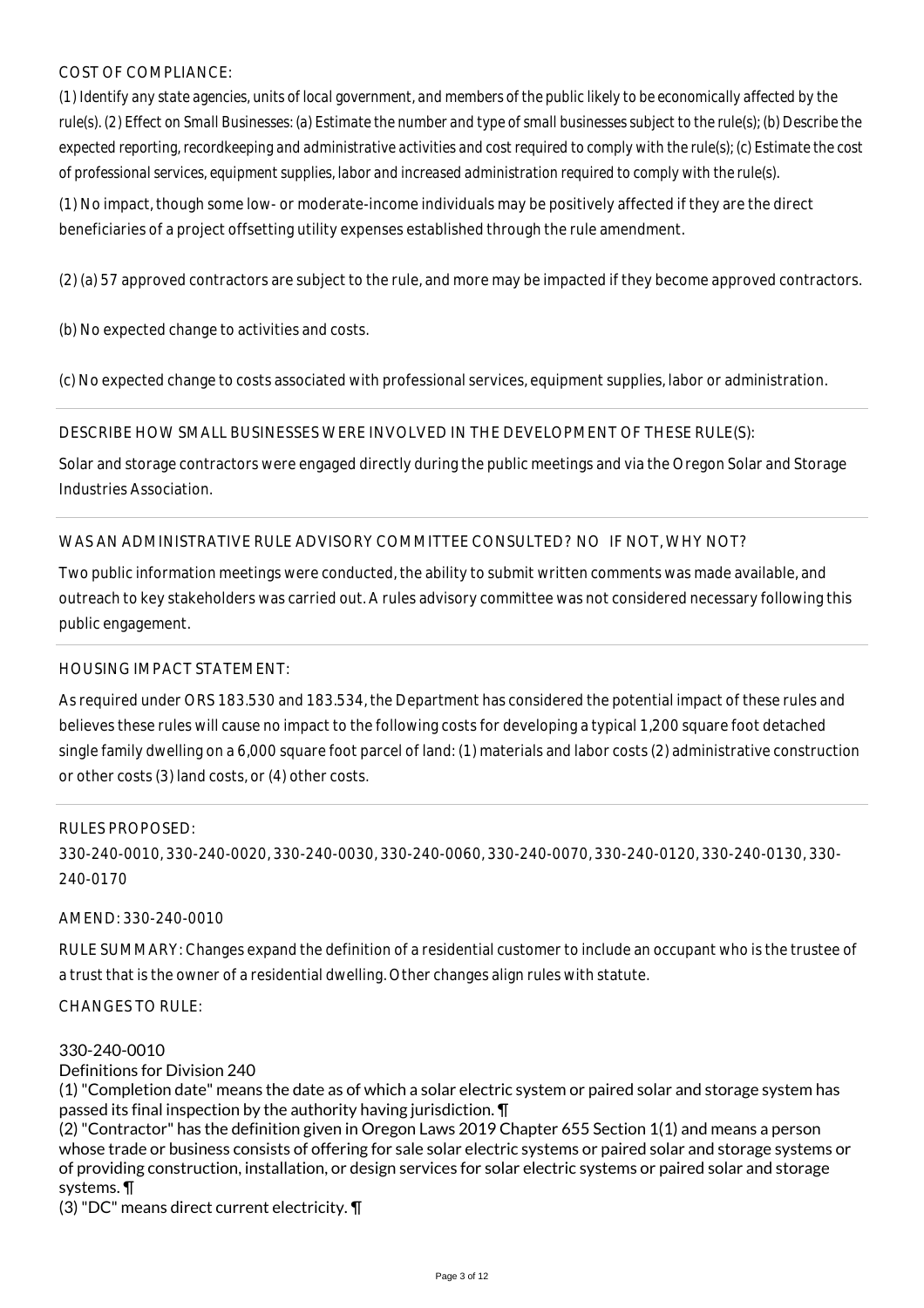COST OF COMPLIANCE:

*(1) Identify any state agencies, units of local government, and members of the public likely to be economically affected by the rule(s). (2) Effect on Small Businesses: (a) Estimate the number and type of small businesses subject to the rule(s); (b) Describe the expected reporting, recordkeeping and administrative activities and cost required to comply with the rule(s); (c) Estimate the cost of professional services, equipment supplies, labor and increased administration required to comply with the rule(s).*

(1) No impact, though some low- or moderate-income individuals may be positively affected if they are the direct beneficiaries of a project offsetting utility expenses established through the rule amendment.

(2) (a) 57 approved contractors are subject to the rule, and more may be impacted if they become approved contractors.

(b) No expected change to activities and costs.

(c) No expected change to costs associated with professional services, equipment supplies, labor or administration.

DESCRIBE HOW SMALL BUSINESSES WERE INVOLVED IN THE DEVELOPMENT OF THESE RULE(S):

Solar and storage contractors were engaged directly during the public meetings and via the Oregon Solar and Storage Industries Association.

WAS AN ADMINISTRATIVE RULE ADVISORY COMMITTEE CONSULTED? NO IF NOT, WHY NOT?

Two public information meetings were conducted, the ability to submit written comments was made available, and outreach to key stakeholders was carried out. A rules advisory committee was not considered necessary following this public engagement.

HOUSING IMPACT STATEMENT:

As required under ORS 183.530 and 183.534, the Department has considered the potential impact of these rules and believes these rules will cause no impact to the following costs for developing a typical 1,200 square foot detached single family dwelling on a 6,000 square foot parcel of land: (1) materials and labor costs (2) administrative construction or other costs (3) land costs, or (4) other costs.

RULES PROPOSED:

330-240-0010, 330-240-0020, 330-240-0030, 330-240-0060, 330-240-0070, 330-240-0120, 330-240-0130, 330-240-0170

AMEND: 330-240-0010

RULE SUMMARY: Changes expand the definition of a residential customer to include an occupant who is the trustee of a trust that is the owner of a residential dwelling. Other changes align rules with statute.

CHANGES TO RULE:

330-240-0010
Definitions for Division 240

(1) "Completion date" means the date as of which a solar electric system or paired solar and storage system has passed its final inspection by the authority having jurisdiction. ¶

(2) "Contractor" has the definition given in Oregon Laws 2019 Chapter 655 Section 1(1) and means a person whose trade or business consists of offering for sale solar electric systems or paired solar and storage systems or of providing construction, installation, or design services for solar electric systems or paired solar and storage systems. ¶

(3) "DC" means direct current electricity. ¶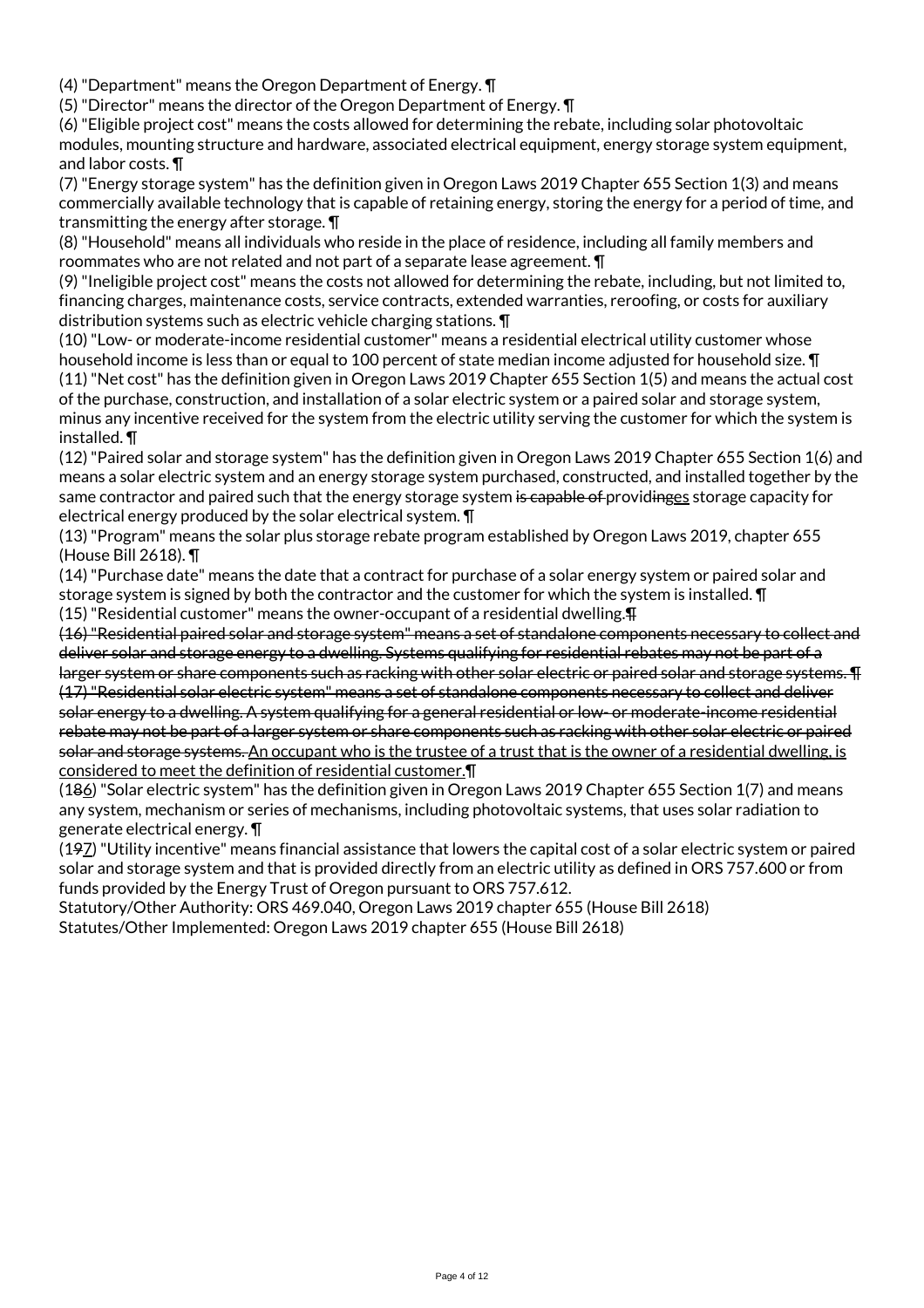(4) "Department" means the Oregon Department of Energy. ¶

(5) "Director" means the director of the Oregon Department of Energy. ¶

(6) "Eligible project cost" means the costs allowed for determining the rebate, including solar photovoltaic modules, mounting structure and hardware, associated electrical equipment, energy storage system equipment, and labor costs. ¶

(7) "Energy storage system" has the definition given in Oregon Laws 2019 Chapter 655 Section 1(3) and means commercially available technology that is capable of retaining energy, storing the energy for a period of time, and transmitting the energy after storage. ¶

(8) "Household" means all individuals who reside in the place of residence, including all family members and roommates who are not related and not part of a separate lease agreement. ¶

(9) "Ineligible project cost" means the costs not allowed for determining the rebate, including, but not limited to, financing charges, maintenance costs, service contracts, extended warranties, reroofing, or costs for auxiliary distribution systems such as electric vehicle charging stations. ¶

(10) "Low- or moderate-income residential customer" means a residential electrical utility customer whose household income is less than or equal to 100 percent of state median income adjusted for household size. ¶

(11) "Net cost" has the definition given in Oregon Laws 2019 Chapter 655 Section 1(5) and means the actual cost of the purchase, construction, and installation of a solar electric system or a paired solar and storage system, minus any incentive received for the system from the electric utility serving the customer for which the system is installed. ¶

(12) "Paired solar and storage system" has the definition given in Oregon Laws 2019 Chapter 655 Section 1(6) and means a solar electric system and an energy storage system purchased, constructed, and installed together by the same contractor and paired such that the energy storage system ~~is capable of~~ provid~~ing~~es storage capacity for electrical energy produced by the solar electrical system. ¶

(13) "Program" means the solar plus storage rebate program established by Oregon Laws 2019, chapter 655 (House Bill 2618). ¶

(14) "Purchase date" means the date that a contract for purchase of a solar energy system or paired solar and storage system is signed by both the contractor and the customer for which the system is installed. ¶

(15) "Residential customer" means the owner-occupant of a residential dwelling.~~¶~~

~~(16) "Residential paired solar and storage system" means a set of standalone components necessary to collect and deliver solar and storage energy to a dwelling. Systems qualifying for residential rebates may not be part of a larger system or share components such as racking with other solar electric or paired solar and storage systems. ¶~~
~~(17) "Residential solar electric system" means a set of standalone components necessary to collect and deliver solar energy to a dwelling. A system qualifying for a general residential or low- or moderate-income residential rebate may not be part of a larger system or share components such as racking with other solar electric or paired solar and storage systems.~~ <u>An occupant who is the trustee of a trust that is the owner of a residential dwelling, is considered to meet the definition of residential customer.</u>¶

(1~~8~~<u>6</u>) "Solar electric system" has the definition given in Oregon Laws 2019 Chapter 655 Section 1(7) and means any system, mechanism or series of mechanisms, including photovoltaic systems, that uses solar radiation to generate electrical energy. ¶

(1~~9~~<u>7</u>) "Utility incentive" means financial assistance that lowers the capital cost of a solar electric system or paired solar and storage system and that is provided directly from an electric utility as defined in ORS 757.600 or from funds provided by the Energy Trust of Oregon pursuant to ORS 757.612.

Statutory/Other Authority: ORS 469.040, Oregon Laws 2019 chapter 655 (House Bill 2618)

Statutes/Other Implemented: Oregon Laws 2019 chapter 655 (House Bill 2618)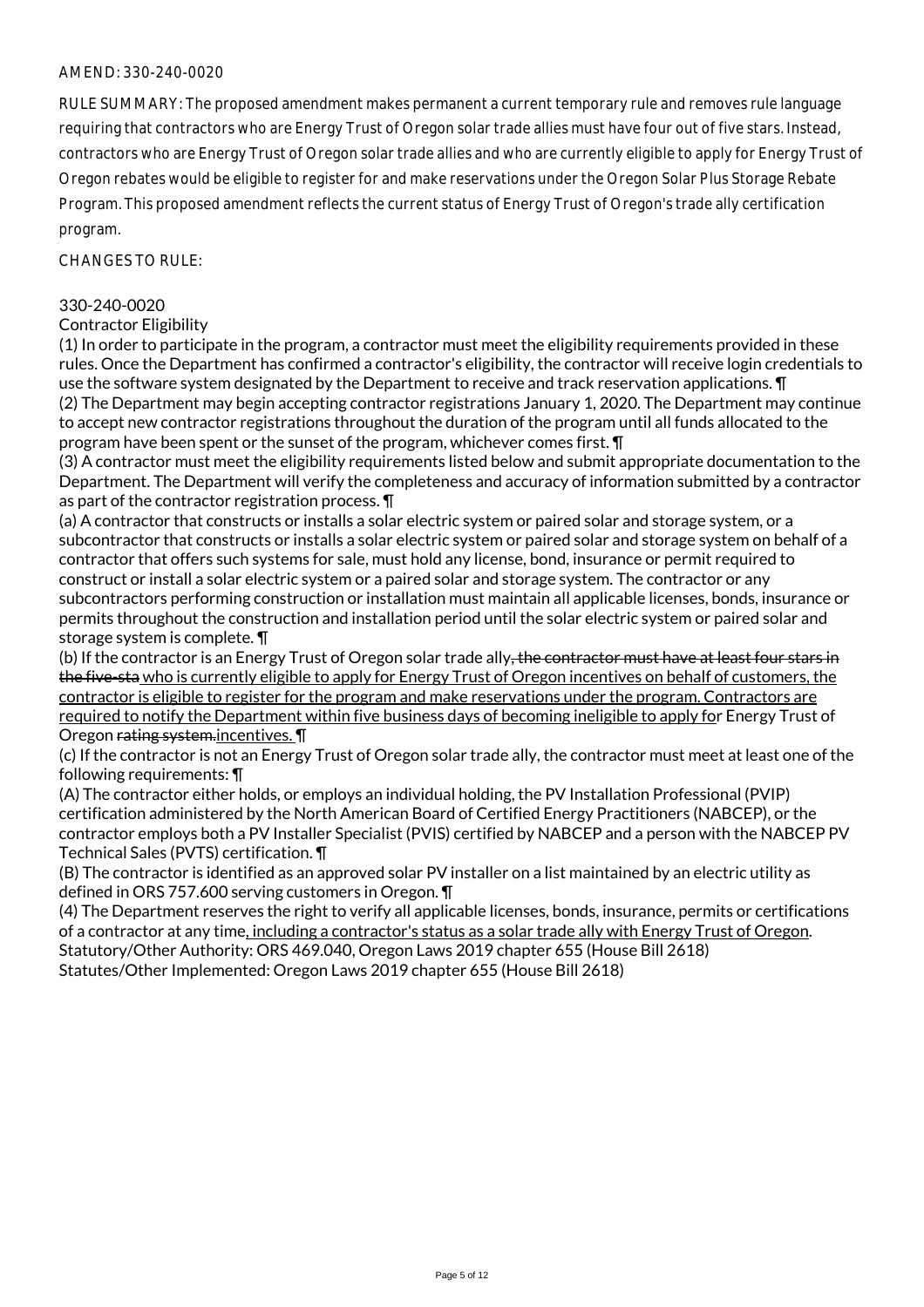AMEND: 330-240-0020

RULE SUMMARY: The proposed amendment makes permanent a current temporary rule and removes rule language requiring that contractors who are Energy Trust of Oregon solar trade allies must have four out of five stars. Instead, contractors who are Energy Trust of Oregon solar trade allies and who are currently eligible to apply for Energy Trust of Oregon rebates would be eligible to register for and make reservations under the Oregon Solar Plus Storage Rebate Program. This proposed amendment reflects the current status of Energy Trust of Oregon's trade ally certification program.

CHANGES TO RULE:

330-240-0020
Contractor Eligibility

(1) In order to participate in the program, a contractor must meet the eligibility requirements provided in these rules. Once the Department has confirmed a contractor's eligibility, the contractor will receive login credentials to use the software system designated by the Department to receive and track reservation applications. ¶
(2) The Department may begin accepting contractor registrations January 1, 2020. The Department may continue to accept new contractor registrations throughout the duration of the program until all funds allocated to the program have been spent or the sunset of the program, whichever comes first. ¶
(3) A contractor must meet the eligibility requirements listed below and submit appropriate documentation to the Department. The Department will verify the completeness and accuracy of information submitted by a contractor as part of the contractor registration process. ¶
(a) A contractor that constructs or installs a solar electric system or paired solar and storage system, or a subcontractor that constructs or installs a solar electric system or paired solar and storage system on behalf of a contractor that offers such systems for sale, must hold any license, bond, insurance or permit required to construct or install a solar electric system or a paired solar and storage system. The contractor or any subcontractors performing construction or installation must maintain all applicable licenses, bonds, insurance or permits throughout the construction and installation period until the solar electric system or paired solar and storage system is complete. ¶
(b) If the contractor is an Energy Trust of Oregon solar trade ally~~, the contractor must have at least four stars in the five-sta~~ who is currently eligible to apply for Energy Trust of Oregon incentives on behalf of customers, the contractor is eligible to register for the program and make reservations under the program. Contractors are required to notify the Department within five business days of becoming ineligible to apply for Energy Trust of Oregon ~~rating system.~~incentives. ¶
(c) If the contractor is not an Energy Trust of Oregon solar trade ally, the contractor must meet at least one of the following requirements: ¶
(A) The contractor either holds, or employs an individual holding, the PV Installation Professional (PVIP) certification administered by the North American Board of Certified Energy Practitioners (NABCEP), or the contractor employs both a PV Installer Specialist (PVIS) certified by NABCEP and a person with the NABCEP PV Technical Sales (PVTS) certification. ¶
(B) The contractor is identified as an approved solar PV installer on a list maintained by an electric utility as defined in ORS 757.600 serving customers in Oregon. ¶
(4) The Department reserves the right to verify all applicable licenses, bonds, insurance, permits or certifications of a contractor at any time, including a contractor's status as a solar trade ally with Energy Trust of Oregon.
Statutory/Other Authority: ORS 469.040, Oregon Laws 2019 chapter 655 (House Bill 2618)
Statutes/Other Implemented: Oregon Laws 2019 chapter 655 (House Bill 2618)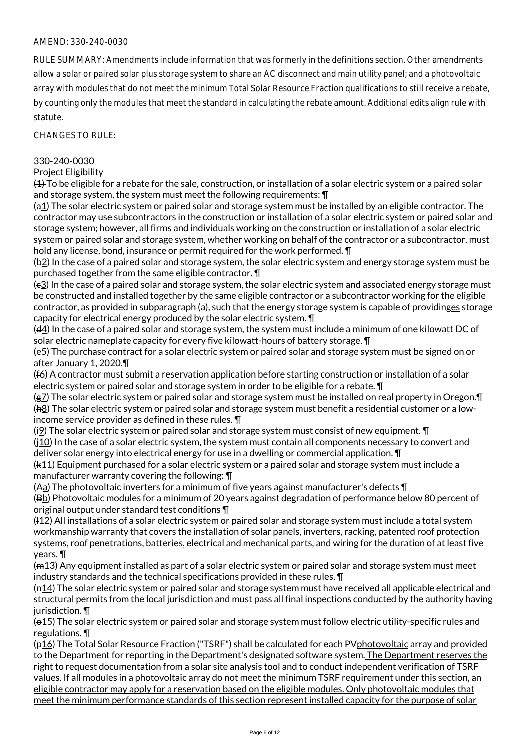AMEND: 330-240-0030

RULE SUMMARY: Amendments include information that was formerly in the definitions section. Other amendments allow a solar or paired solar plus storage system to share an AC disconnect and main utility panel; and a photovoltaic array with modules that do not meet the minimum Total Solar Resource Fraction qualifications to still receive a rebate, by counting only the modules that meet the standard in calculating the rebate amount. Additional edits align rule with statute.

CHANGES TO RULE:

330-240-0030
Project Eligibility

~~(1)~~ To be eligible for a rebate for the sale, construction, or installation of a solar electric system or a paired solar and storage system, the system must meet the following requirements: ¶

(~~a~~1) The solar electric system or paired solar and storage system must be installed by an eligible contractor. The contractor may use subcontractors in the construction or installation of a solar electric system or paired solar and storage system; however, all firms and individuals working on the construction or installation of a solar electric system or paired solar and storage system, whether working on behalf of the contractor or a subcontractor, must hold any license, bond, insurance or permit required for the work performed. ¶

(~~b~~2) In the case of a paired solar and storage system, the solar electric system and energy storage system must be purchased together from the same eligible contractor. ¶

(~~c~~3) In the case of a paired solar and storage system, the solar electric system and associated energy storage must be constructed and installed together by the same eligible contractor or a subcontractor working for the eligible contractor, as provided in subparagraph (a), such that the energy storage system ~~is capable of~~ provid~~ing~~es storage capacity for electrical energy produced by the solar electric system. ¶

(~~d~~4) In the case of a paired solar and storage system, the system must include a minimum of one kilowatt DC of solar electric nameplate capacity for every five kilowatt-hours of battery storage. ¶

(~~e~~5) The purchase contract for a solar electric system or paired solar and storage system must be signed on or after January 1, 2020.¶

(~~f~~6) A contractor must submit a reservation application before starting construction or installation of a solar electric system or paired solar and storage system in order to be eligible for a rebate. ¶

(~~g~~7) The solar electric system or paired solar and storage system must be installed on real property in Oregon.¶

(~~h~~8) The solar electric system or paired solar and storage system must benefit a residential customer or a low-income service provider as defined in these rules. ¶

(~~i~~9) The solar electric system or paired solar and storage system must consist of new equipment. ¶

(~~j~~10) In the case of a solar electric system, the system must contain all components necessary to convert and deliver solar energy into electrical energy for use in a dwelling or commercial application. ¶

(~~k~~11) Equipment purchased for a solar electric system or a paired solar and storage system must include a manufacturer warranty covering the following: ¶

(~~A~~a) The photovoltaic inverters for a minimum of five years against manufacturer's defects ¶

(~~B~~b) Photovoltaic modules for a minimum of 20 years against degradation of performance below 80 percent of original output under standard test conditions ¶

(~~l~~12) All installations of a solar electric system or paired solar and storage system must include a total system workmanship warranty that covers the installation of solar panels, inverters, racking, patented roof protection systems, roof penetrations, batteries, electrical and mechanical parts, and wiring for the duration of at least five years. ¶

(~~m~~13) Any equipment installed as part of a solar electric system or paired solar and storage system must meet industry standards and the technical specifications provided in these rules. ¶

(~~n~~14) The solar electric system or paired solar and storage system must have received all applicable electrical and structural permits from the local jurisdiction and must pass all final inspections conducted by the authority having jurisdiction. ¶

(~~o~~15) The solar electric system or paired solar and storage system must follow electric utility-specific rules and regulations. ¶

(~~p~~16) The Total Solar Resource Fraction ("TSRF") shall be calculated for each ~~PV~~photovoltaic array and provided to the Department for reporting in the Department's designated software system. The Department reserves the right to request documentation from a solar site analysis tool and to conduct independent verification of TSRF values. If all modules in a photovoltaic array do not meet the minimum TSRF requirement under this section, an eligible contractor may apply for a reservation based on the eligible modules. Only photovoltaic modules that meet the minimum performance standards of this section represent installed capacity for the purpose of solar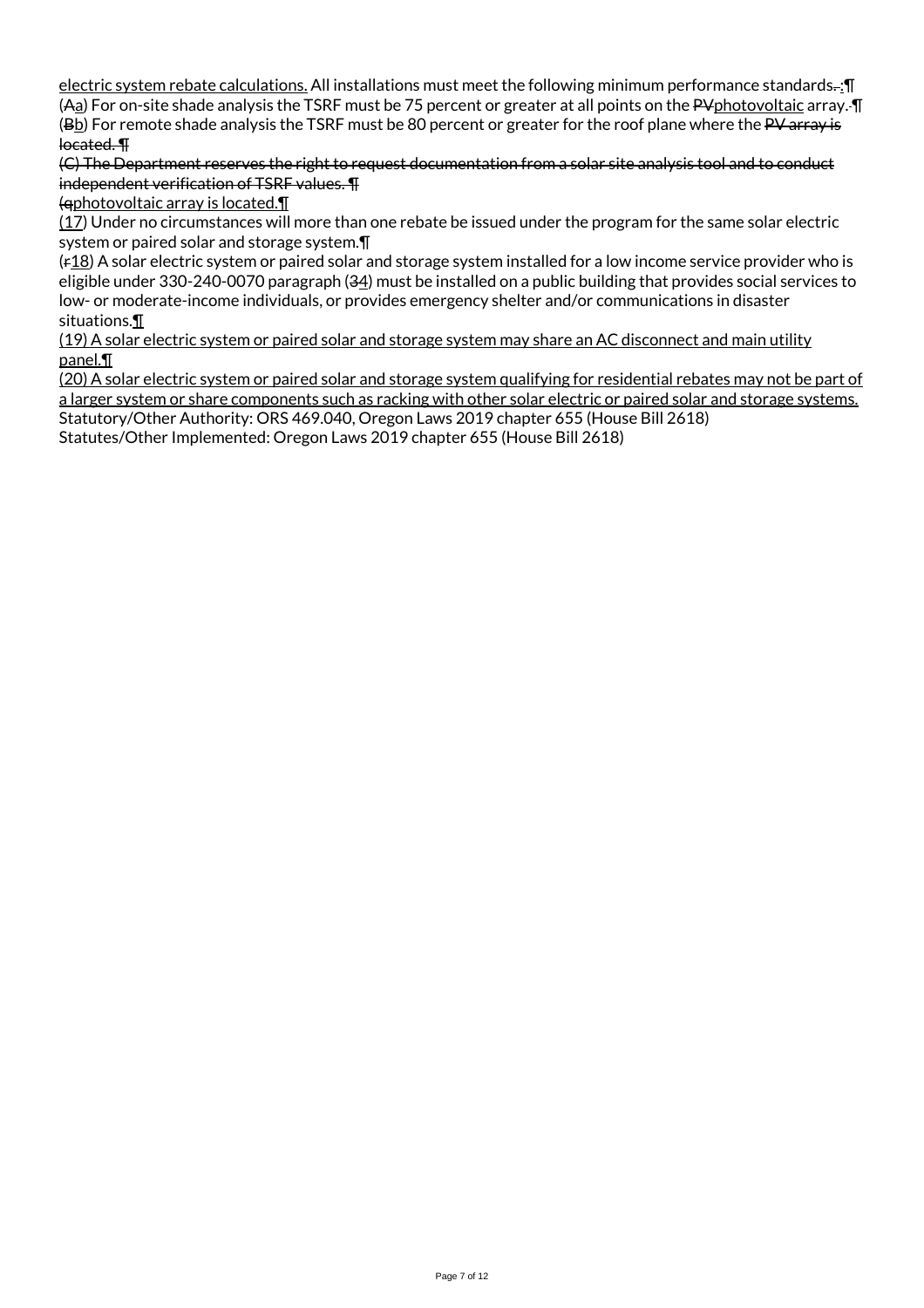electric system rebate calculations. All installations must meet the following minimum performance standards. :¶
(Aa) For on-site shade analysis the TSRF must be 75 percent or greater at all points on the PVphotovoltaic array. ¶
(Bb) For remote shade analysis the TSRF must be 80 percent or greater for the roof plane where the PV array is located. ¶
(C) The Department reserves the right to request documentation from a solar site analysis tool and to conduct independent verification of TSRF values. ¶
(qphotovoltaic array is located.¶
(17) Under no circumstances will more than one rebate be issued under the program for the same solar electric system or paired solar and storage system.¶
(r18) A solar electric system or paired solar and storage system installed for a low income service provider who is eligible under 330-240-0070 paragraph (34) must be installed on a public building that provides social services to low- or moderate-income individuals, or provides emergency shelter and/or communications in disaster situations.¶
(19) A solar electric system or paired solar and storage system may share an AC disconnect and main utility panel.¶
(20) A solar electric system or paired solar and storage system qualifying for residential rebates may not be part of a larger system or share components such as racking with other solar electric or paired solar and storage systems.
Statutory/Other Authority: ORS 469.040, Oregon Laws 2019 chapter 655 (House Bill 2618)
Statutes/Other Implemented: Oregon Laws 2019 chapter 655 (House Bill 2618)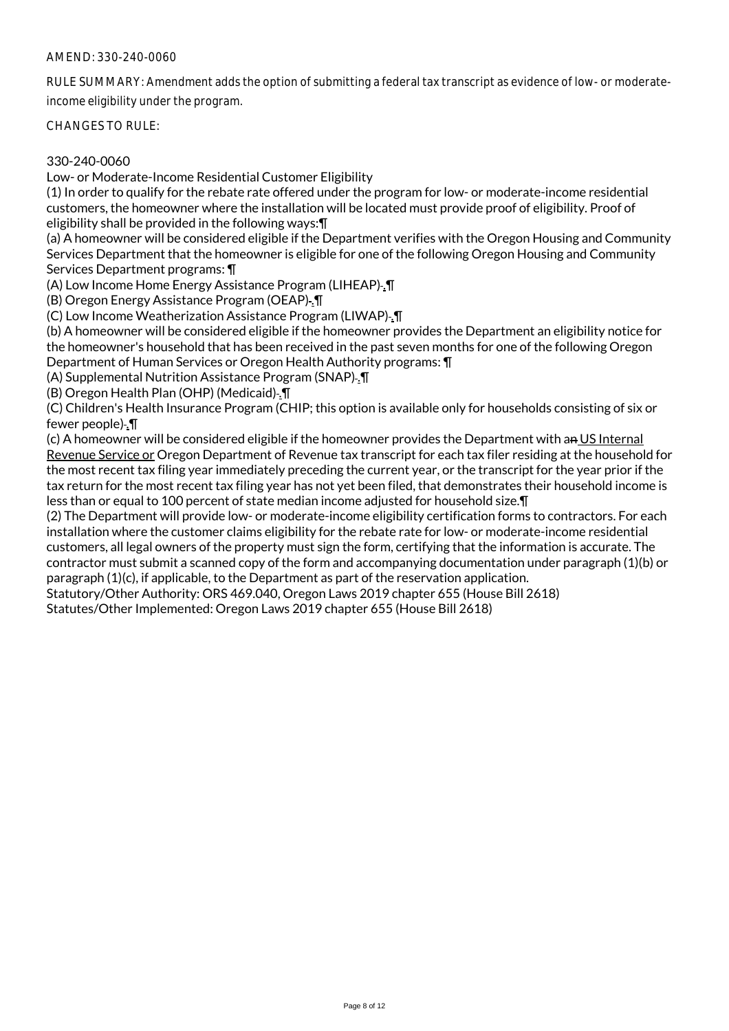AMEND: 330-240-0060

RULE SUMMARY: Amendment adds the option of submitting a federal tax transcript as evidence of low- or moderate-income eligibility under the program.

CHANGES TO RULE:

330-240-0060
Low- or Moderate-Income Residential Customer Eligibility
(1) In order to qualify for the rebate rate offered under the program for low- or moderate-income residential customers, the homeowner where the installation will be located must provide proof of eligibility. Proof of eligibility shall be provided in the following ways:¶
(a) A homeowner will be considered eligible if the Department verifies with the Oregon Housing and Community Services Department that the homeowner is eligible for one of the following Oregon Housing and Community Services Department programs: ¶
(A) Low Income Home Energy Assistance Program (LIHEAP)-.¶
(B) Oregon Energy Assistance Program (OEAP)-.¶
(C) Low Income Weatherization Assistance Program (LIWAP)-.¶
(b) A homeowner will be considered eligible if the homeowner provides the Department an eligibility notice for the homeowner's household that has been received in the past seven months for one of the following Oregon Department of Human Services or Oregon Health Authority programs: ¶
(A) Supplemental Nutrition Assistance Program (SNAP)-.¶
(B) Oregon Health Plan (OHP) (Medicaid)-.¶
(C) Children's Health Insurance Program (CHIP; this option is available only for households consisting of six or fewer people)-.¶
(c) A homeowner will be considered eligible if the homeowner provides the Department with ~~an~~ US Internal Revenue Service or Oregon Department of Revenue tax transcript for each tax filer residing at the household for the most recent tax filing year immediately preceding the current year, or the transcript for the year prior if the tax return for the most recent tax filing year has not yet been filed, that demonstrates their household income is less than or equal to 100 percent of state median income adjusted for household size.¶
(2) The Department will provide low- or moderate-income eligibility certification forms to contractors. For each installation where the customer claims eligibility for the rebate rate for low- or moderate-income residential customers, all legal owners of the property must sign the form, certifying that the information is accurate. The contractor must submit a scanned copy of the form and accompanying documentation under paragraph (1)(b) or paragraph (1)(c), if applicable, to the Department as part of the reservation application.
Statutory/Other Authority: ORS 469.040, Oregon Laws 2019 chapter 655 (House Bill 2618)
Statutes/Other Implemented: Oregon Laws 2019 chapter 655 (House Bill 2618)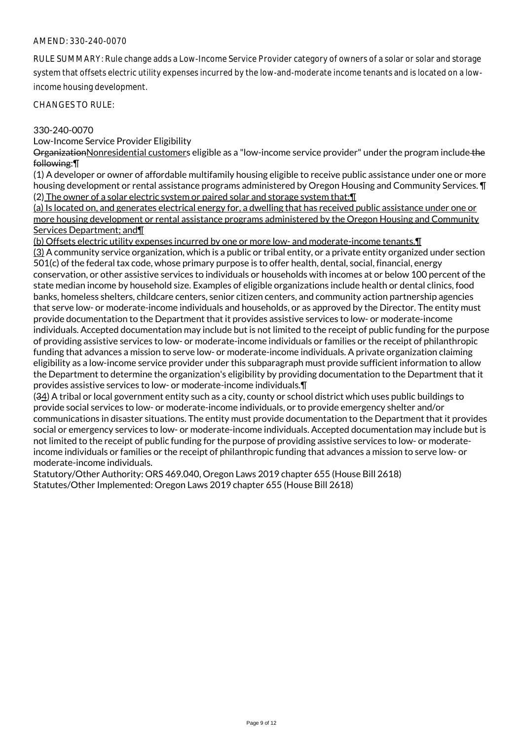AMEND: 330-240-0070

RULE SUMMARY: Rule change adds a Low-Income Service Provider category of owners of a solar or solar and storage system that offsets electric utility expenses incurred by the low-and-moderate income tenants and is located on a low-income housing development.

CHANGES TO RULE:

330-240-0070

Low-Income Service Provider Eligibility

~~Organization~~Nonresidential customers eligible as a "low-income service provider" under the program include~~ the following~~:¶

(1) A developer or owner of affordable multifamily housing eligible to receive public assistance under one or more housing development or rental assistance programs administered by Oregon Housing and Community Services. ¶

(2) The owner of a solar electric system or paired solar and storage system that:¶

(a) Is located on, and generates electrical energy for, a dwelling that has received public assistance under one or more housing development or rental assistance programs administered by the Oregon Housing and Community Services Department; and¶

(b) Offsets electric utility expenses incurred by one or more low- and moderate-income tenants.¶

(3) A community service organization, which is a public or tribal entity, or a private entity organized under section 501(c) of the federal tax code, whose primary purpose is to offer health, dental, social, financial, energy conservation, or other assistive services to individuals or households with incomes at or below 100 percent of the state median income by household size. Examples of eligible organizations include health or dental clinics, food banks, homeless shelters, childcare centers, senior citizen centers, and community action partnership agencies that serve low- or moderate-income individuals and households, or as approved by the Director. The entity must provide documentation to the Department that it provides assistive services to low- or moderate-income individuals. Accepted documentation may include but is not limited to the receipt of public funding for the purpose of providing assistive services to low- or moderate-income individuals or families or the receipt of philanthropic funding that advances a mission to serve low- or moderate-income individuals. A private organization claiming eligibility as a low-income service provider under this subparagraph must provide sufficient information to allow the Department to determine the organization's eligibility by providing documentation to the Department that it provides assistive services to low- or moderate-income individuals.¶

(~~3~~4) A tribal or local government entity such as a city, county or school district which uses public buildings to provide social services to low- or moderate-income individuals, or to provide emergency shelter and/or communications in disaster situations. The entity must provide documentation to the Department that it provides social or emergency services to low- or moderate-income individuals. Accepted documentation may include but is not limited to the receipt of public funding for the purpose of providing assistive services to low- or moderate-income individuals or families or the receipt of philanthropic funding that advances a mission to serve low- or moderate-income individuals.

Statutory/Other Authority: ORS 469.040, Oregon Laws 2019 chapter 655 (House Bill 2618)

Statutes/Other Implemented: Oregon Laws 2019 chapter 655 (House Bill 2618)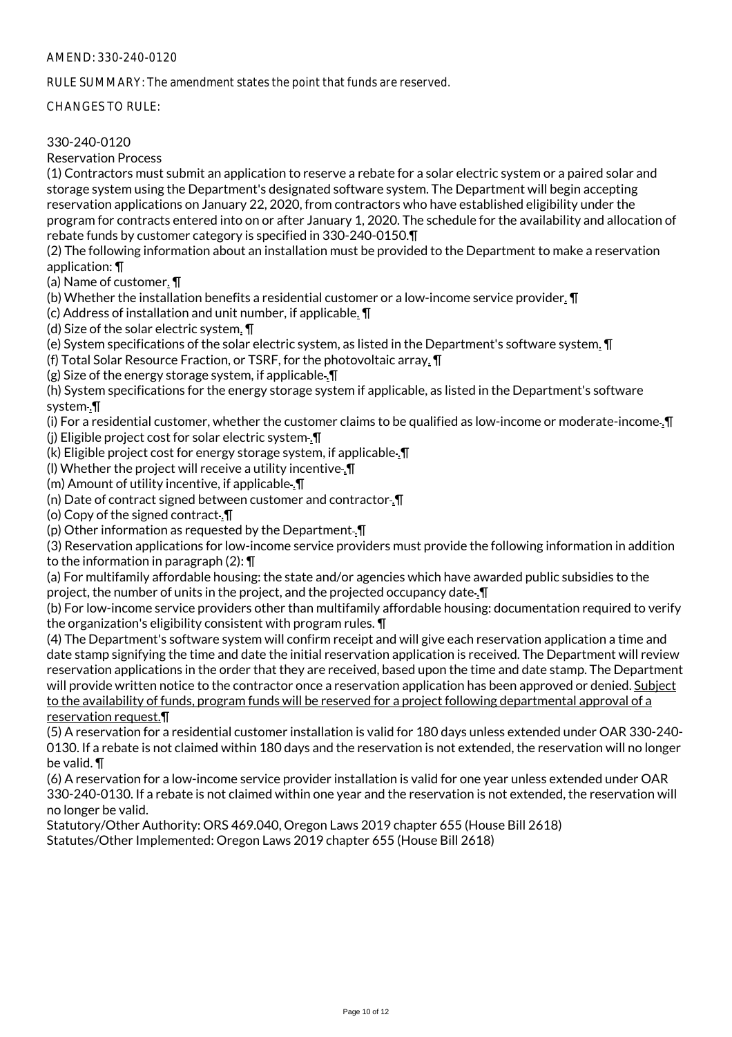AMEND: 330-240-0120

RULE SUMMARY: The amendment states the point that funds are reserved.

CHANGES TO RULE:

330-240-0120
Reservation Process
(1) Contractors must submit an application to reserve a rebate for a solar electric system or a paired solar and storage system using the Department's designated software system. The Department will begin accepting reservation applications on January 22, 2020, from contractors who have established eligibility under the program for contracts entered into on or after January 1, 2020. The schedule for the availability and allocation of rebate funds by customer category is specified in 330-240-0150.¶
(2) The following information about an installation must be provided to the Department to make a reservation application: ¶
(a) Name of customer. ¶
(b) Whether the installation benefits a residential customer or a low-income service provider. ¶
(c) Address of installation and unit number, if applicable. ¶
(d) Size of the solar electric system. ¶
(e) System specifications of the solar electric system, as listed in the Department's software system. ¶
(f) Total Solar Resource Fraction, or TSRF, for the photovoltaic array. ¶
(g) Size of the energy storage system, if applicable-.¶
(h) System specifications for the energy storage system if applicable, as listed in the Department's software system-.¶
(i) For a residential customer, whether the customer claims to be qualified as low-income or moderate-income-.¶
(j) Eligible project cost for solar electric system-.¶
(k) Eligible project cost for energy storage system, if applicable-.¶
(l) Whether the project will receive a utility incentive-.¶
(m) Amount of utility incentive, if applicable-.¶
(n) Date of contract signed between customer and contractor-.¶
(o) Copy of the signed contract-.¶
(p) Other information as requested by the Department-.¶
(3) Reservation applications for low-income service providers must provide the following information in addition to the information in paragraph (2): ¶
(a) For multifamily affordable housing: the state and/or agencies which have awarded public subsidies to the project, the number of units in the project, and the projected occupancy date-.¶
(b) For low-income service providers other than multifamily affordable housing: documentation required to verify the organization's eligibility consistent with program rules. ¶
(4) The Department's software system will confirm receipt and will give each reservation application a time and date stamp signifying the time and date the initial reservation application is received. The Department will review reservation applications in the order that they are received, based upon the time and date stamp. The Department will provide written notice to the contractor once a reservation application has been approved or denied. Subject to the availability of funds, program funds will be reserved for a project following departmental approval of a reservation request.¶
(5) A reservation for a residential customer installation is valid for 180 days unless extended under OAR 330-240-0130. If a rebate is not claimed within 180 days and the reservation is not extended, the reservation will no longer be valid. ¶
(6) A reservation for a low-income service provider installation is valid for one year unless extended under OAR 330-240-0130. If a rebate is not claimed within one year and the reservation is not extended, the reservation will no longer be valid.
Statutory/Other Authority: ORS 469.040, Oregon Laws 2019 chapter 655 (House Bill 2618)
Statutes/Other Implemented: Oregon Laws 2019 chapter 655 (House Bill 2618)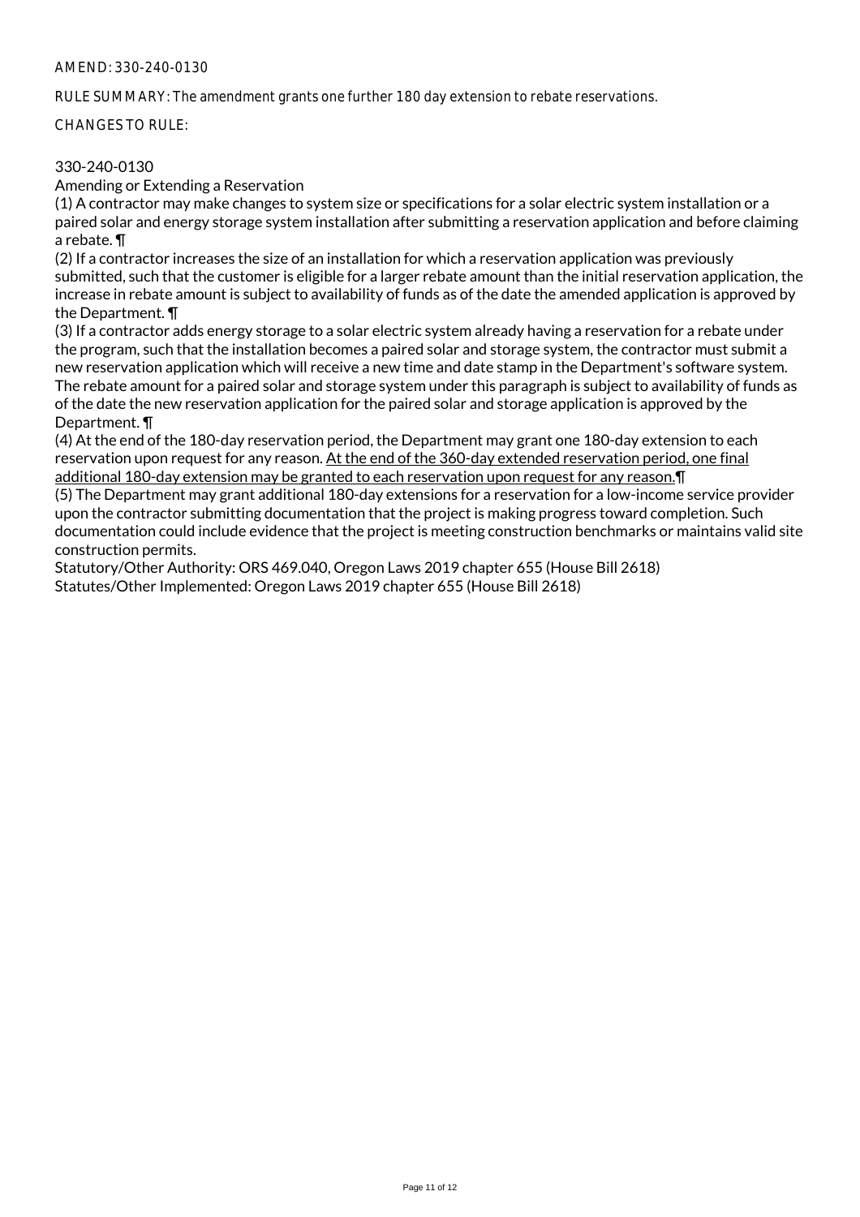AMEND: 330-240-0130

RULE SUMMARY: The amendment grants one further 180 day extension to rebate reservations.

CHANGES TO RULE:

330-240-0130
Amending or Extending a Reservation
(1) A contractor may make changes to system size or specifications for a solar electric system installation or a paired solar and energy storage system installation after submitting a reservation application and before claiming a rebate. ¶
(2) If a contractor increases the size of an installation for which a reservation application was previously submitted, such that the customer is eligible for a larger rebate amount than the initial reservation application, the increase in rebate amount is subject to availability of funds as of the date the amended application is approved by the Department. ¶
(3) If a contractor adds energy storage to a solar electric system already having a reservation for a rebate under the program, such that the installation becomes a paired solar and storage system, the contractor must submit a new reservation application which will receive a new time and date stamp in the Department's software system. The rebate amount for a paired solar and storage system under this paragraph is subject to availability of funds as of the date the new reservation application for the paired solar and storage application is approved by the Department. ¶
(4) At the end of the 180-day reservation period, the Department may grant one 180-day extension to each reservation upon request for any reason. <u>At the end of the 360-day extended reservation period, one final additional 180-day extension may be granted to each reservation upon request for any reason.</u>¶
(5) The Department may grant additional 180-day extensions for a reservation for a low-income service provider upon the contractor submitting documentation that the project is making progress toward completion. Such documentation could include evidence that the project is meeting construction benchmarks or maintains valid site construction permits.
Statutory/Other Authority: ORS 469.040, Oregon Laws 2019 chapter 655 (House Bill 2618)
Statutes/Other Implemented: Oregon Laws 2019 chapter 655 (House Bill 2618)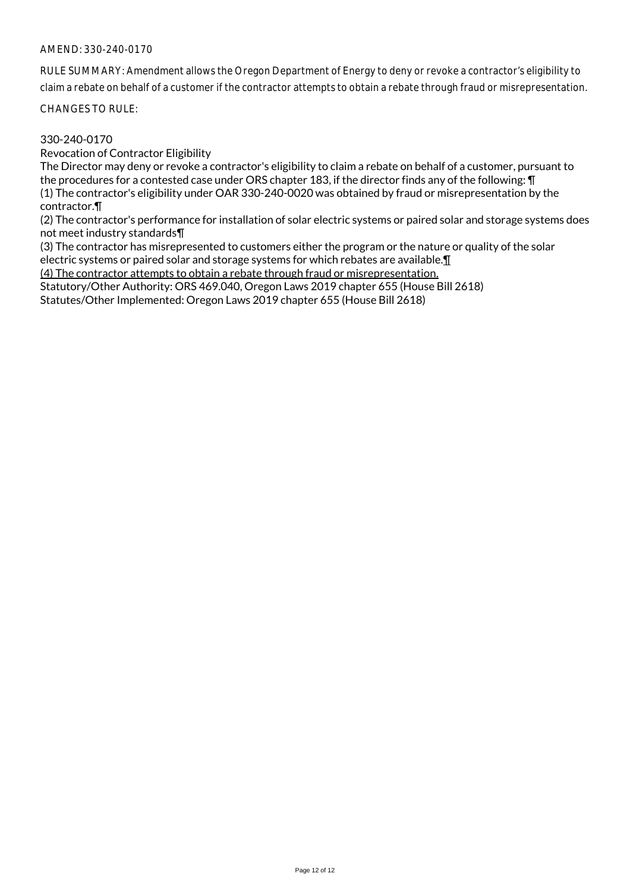AMEND: 330-240-0170

RULE SUMMARY: Amendment allows the Oregon Department of Energy to deny or revoke a contractor's eligibility to claim a rebate on behalf of a customer if the contractor attempts to obtain a rebate through fraud or misrepresentation.

CHANGES TO RULE:

330-240-0170
Revocation of Contractor Eligibility
The Director may deny or revoke a contractor's eligibility to claim a rebate on behalf of a customer, pursuant to the procedures for a contested case under ORS chapter 183, if the director finds any of the following: ¶
(1) The contractor's eligibility under OAR 330-240-0020 was obtained by fraud or misrepresentation by the contractor.¶
(2) The contractor's performance for installation of solar electric systems or paired solar and storage systems does not meet industry standards¶
(3) The contractor has misrepresented to customers either the program or the nature or quality of the solar electric systems or paired solar and storage systems for which rebates are available.¶
<u>(4) The contractor attempts to obtain a rebate through fraud or misrepresentation.</u>
Statutory/Other Authority: ORS 469.040, Oregon Laws 2019 chapter 655 (House Bill 2618)
Statutes/Other Implemented: Oregon Laws 2019 chapter 655 (House Bill 2618)